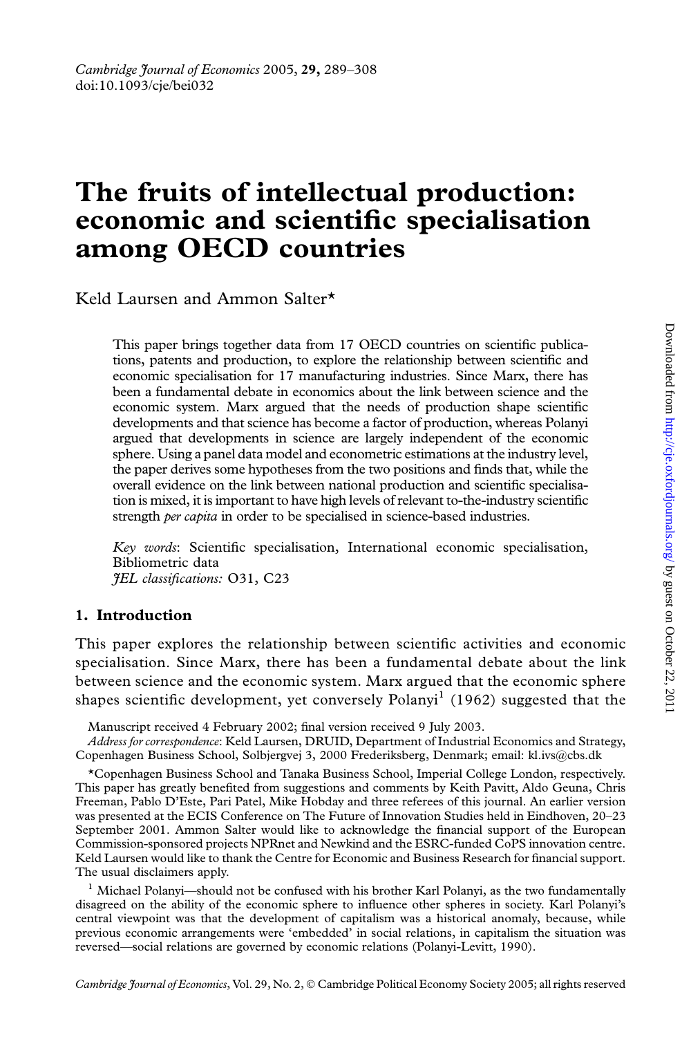# The fruits of intellectual production: economic and scientific specialisation among OECD countries

Keld Laursen and Ammon Salter*

This paper brings together data from 17 OECD countries on scientific publications, patents and production, to explore the relationship between scientific and economic specialisation for 17 manufacturing industries. Since Marx, there has been a fundamental debate in economics about the link between science and the economic system. Marx argued that the needs of production shape scientific developments and that science has become a factor of production, whereas Polanyi argued that developments in science are largely independent of the economic sphere. Using a panel data model and econometric estimations at the industry level, the paper derives some hypotheses from the two positions and finds that, while the overall evidence on the link between national production and scientific specialisation is mixed, it is important to have high levels of relevant to-the-industry scientific strength *per capita* in order to be specialised in science-based industries.

*Key words*: Scientific specialisation, International economic specialisation, Bibliometric data
*JEL classifications:* O31, C23

## 1. Introduction

This paper explores the relationship between scientific activities and economic specialisation. Since Marx, there has been a fundamental debate about the link between science and the economic system. Marx argued that the economic sphere shapes scientific development, yet conversely Polanyi[1] (1962) suggested that the

Manuscript received 4 February 2002; final version received 9 July 2003.
*Address for correspondence*: Keld Laursen, DRUID, Department of Industrial Economics and Strategy, Copenhagen Business School, Solbjergvej 3, 2000 Frederiksberg, Denmark; email: kl.ivs@cbs.dk

*Copenhagen Business School and Tanaka Business School, Imperial College London, respectively. This paper has greatly benefited from suggestions and comments by Keith Pavitt, Aldo Geuna, Chris Freeman, Pablo D'Este, Pari Patel, Mike Hobday and three referees of this journal. An earlier version was presented at the ECIS Conference on The Future of Innovation Studies held in Eindhoven, 20–23 September 2001. Ammon Salter would like to acknowledge the financial support of the European Commission-sponsored projects NPRnet and Newkind and the ESRC-funded CoPS innovation centre. Keld Laursen would like to thank the Centre for Economic and Business Research for financial support. The usual disclaimers apply.

[1] Michael Polanyi—should not be confused with his brother Karl Polanyi, as the two fundamentally disagreed on the ability of the economic sphere to influence other spheres in society. Karl Polanyi's central viewpoint was that the development of capitalism was a historical anomaly, because, while previous economic arrangements were 'embedded' in social relations, in capitalism the situation was reversed—social relations are governed by economic relations (Polanyi-Levitt, 1990).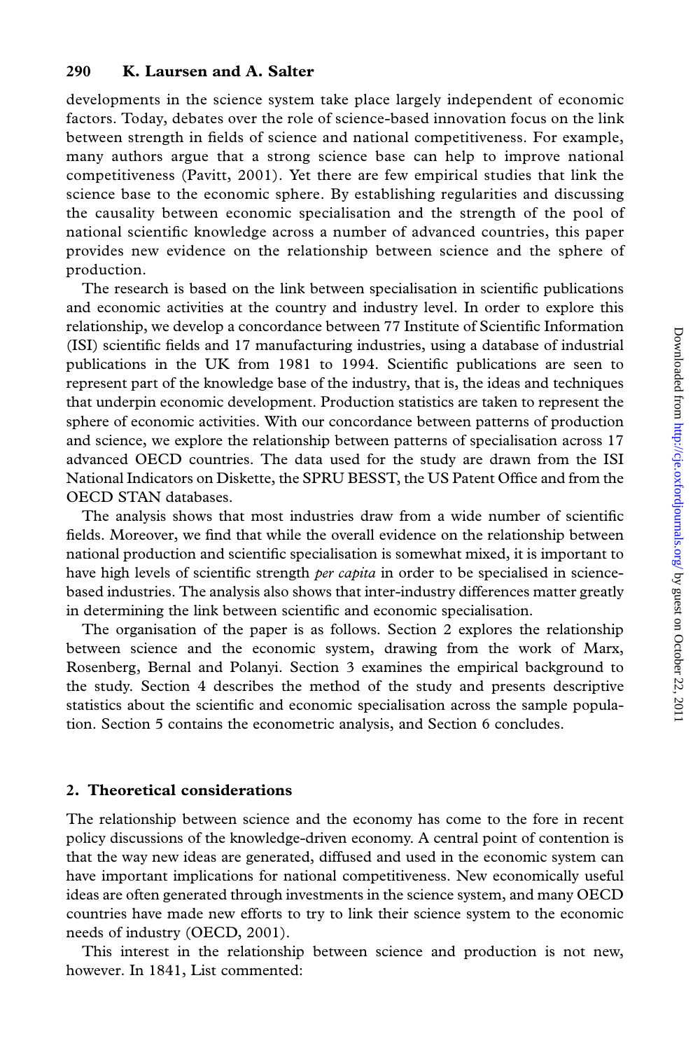developments in the science system take place largely independent of economic factors. Today, debates over the role of science-based innovation focus on the link between strength in fields of science and national competitiveness. For example, many authors argue that a strong science base can help to improve national competitiveness (Pavitt, 2001). Yet there are few empirical studies that link the science base to the economic sphere. By establishing regularities and discussing the causality between economic specialisation and the strength of the pool of national scientific knowledge across a number of advanced countries, this paper provides new evidence on the relationship between science and the sphere of production.

The research is based on the link between specialisation in scientific publications and economic activities at the country and industry level. In order to explore this relationship, we develop a concordance between 77 Institute of Scientific Information (ISI) scientific fields and 17 manufacturing industries, using a database of industrial publications in the UK from 1981 to 1994. Scientific publications are seen to represent part of the knowledge base of the industry, that is, the ideas and techniques that underpin economic development. Production statistics are taken to represent the sphere of economic activities. With our concordance between patterns of production and science, we explore the relationship between patterns of specialisation across 17 advanced OECD countries. The data used for the study are drawn from the ISI National Indicators on Diskette, the SPRU BESST, the US Patent Office and from the OECD STAN databases.

The analysis shows that most industries draw from a wide number of scientific fields. Moreover, we find that while the overall evidence on the relationship between national production and scientific specialisation is somewhat mixed, it is important to have high levels of scientific strength *per capita* in order to be specialised in science-based industries. The analysis also shows that inter-industry differences matter greatly in determining the link between scientific and economic specialisation.

The organisation of the paper is as follows. Section 2 explores the relationship between science and the economic system, drawing from the work of Marx, Rosenberg, Bernal and Polanyi. Section 3 examines the empirical background to the study. Section 4 describes the method of the study and presents descriptive statistics about the scientific and economic specialisation across the sample population. Section 5 contains the econometric analysis, and Section 6 concludes.

## 2. Theoretical considerations

The relationship between science and the economy has come to the fore in recent policy discussions of the knowledge-driven economy. A central point of contention is that the way new ideas are generated, diffused and used in the economic system can have important implications for national competitiveness. New economically useful ideas are often generated through investments in the science system, and many OECD countries have made new efforts to try to link their science system to the economic needs of industry (OECD, 2001).

This interest in the relationship between science and production is not new, however. In 1841, List commented: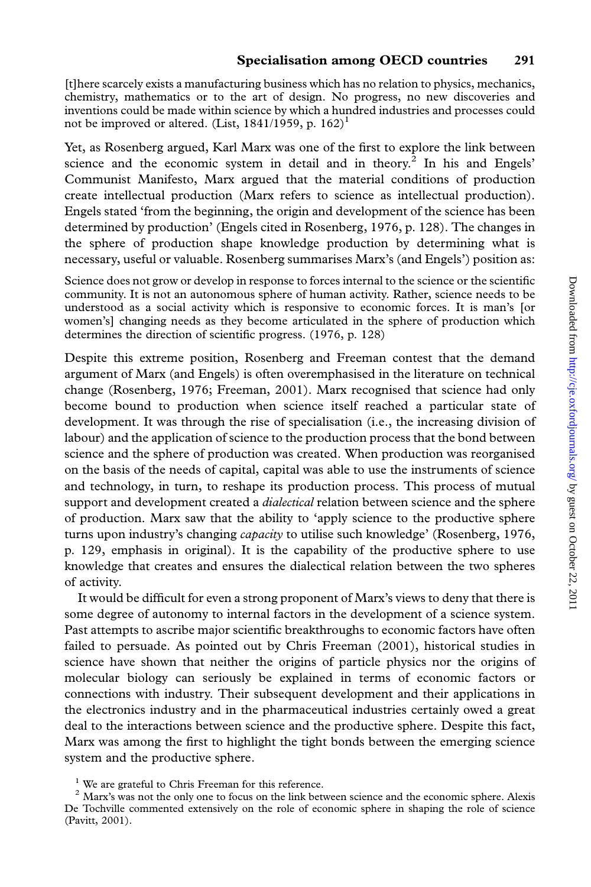> [t]here scarcely exists a manufacturing business which has no relation to physics, mechanics, chemistry, mathematics or to the art of design. No progress, no new discoveries and inventions could be made within science by which a hundred industries and processes could not be improved or altered. (List, 1841/1959, p. 162)[1]

Yet, as Rosenberg argued, Karl Marx was one of the first to explore the link between science and the economic system in detail and in theory.[2] In his and Engels' Communist Manifesto, Marx argued that the material conditions of production create intellectual production (Marx refers to science as intellectual production). Engels stated 'from the beginning, the origin and development of the science has been determined by production' (Engels cited in Rosenberg, 1976, p. 128). The changes in the sphere of production shape knowledge production by determining what is necessary, useful or valuable. Rosenberg summarises Marx's (and Engels') position as:

> Science does not grow or develop in response to forces internal to the science or the scientific community. It is not an autonomous sphere of human activity. Rather, science needs to be understood as a social activity which is responsive to economic forces. It is man's [or women's] changing needs as they become articulated in the sphere of production which determines the direction of scientific progress. (1976, p. 128)

Despite this extreme position, Rosenberg and Freeman contest that the demand argument of Marx (and Engels) is often overemphasised in the literature on technical change (Rosenberg, 1976; Freeman, 2001). Marx recognised that science had only become bound to production when science itself reached a particular state of development. It was through the rise of specialisation (i.e., the increasing division of labour) and the application of science to the production process that the bond between science and the sphere of production was created. When production was reorganised on the basis of the needs of capital, capital was able to use the instruments of science and technology, in turn, to reshape its production process. This process of mutual support and development created a *dialectical* relation between science and the sphere of production. Marx saw that the ability to 'apply science to the productive sphere turns upon industry's changing *capacity* to utilise such knowledge' (Rosenberg, 1976, p. 129, emphasis in original). It is the capability of the productive sphere to use knowledge that creates and ensures the dialectical relation between the two spheres of activity.

It would be difficult for even a strong proponent of Marx's views to deny that there is some degree of autonomy to internal factors in the development of a science system. Past attempts to ascribe major scientific breakthroughs to economic factors have often failed to persuade. As pointed out by Chris Freeman (2001), historical studies in science have shown that neither the origins of particle physics nor the origins of molecular biology can seriously be explained in terms of economic factors or connections with industry. Their subsequent development and their applications in the electronics industry and in the pharmaceutical industries certainly owed a great deal to the interactions between science and the productive sphere. Despite this fact, Marx was among the first to highlight the tight bonds between the emerging science system and the productive sphere.

[1] We are grateful to Chris Freeman for this reference.

[2] Marx's was not the only one to focus on the link between science and the economic sphere. Alexis De Tochville commented extensively on the role of economic sphere in shaping the role of science (Pavitt, 2001).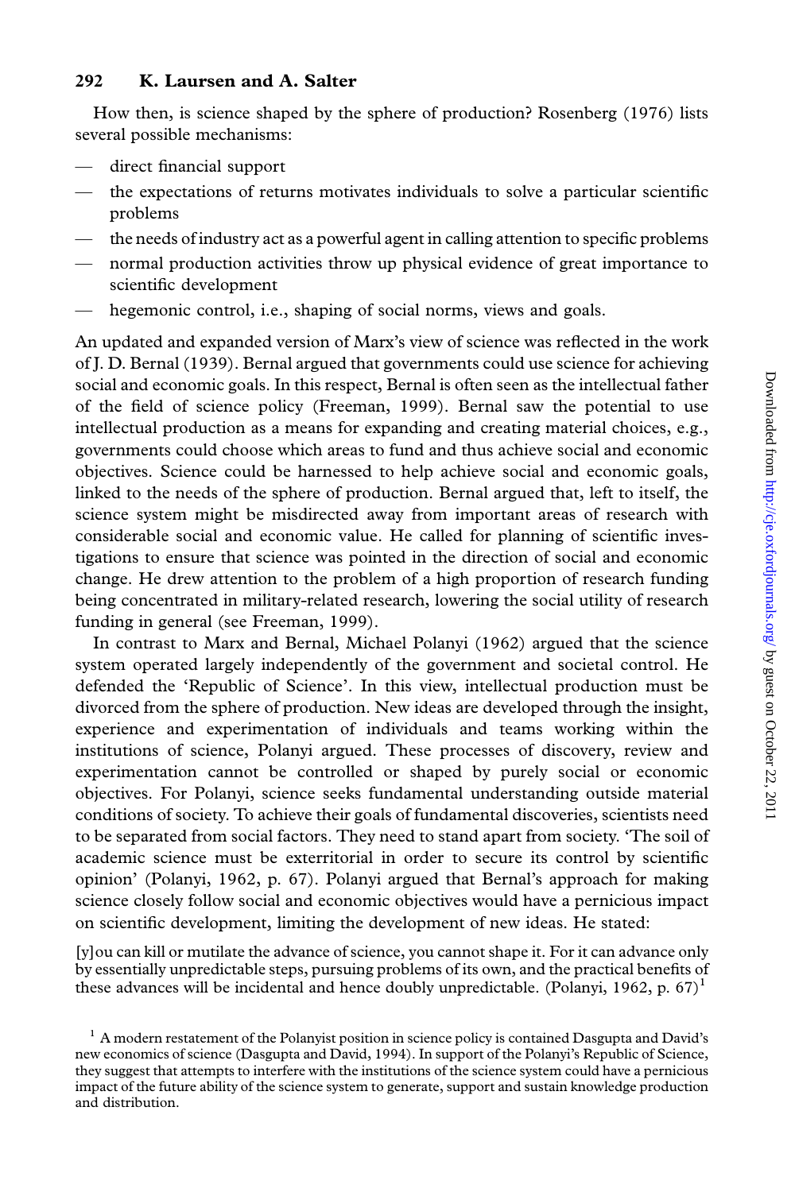How then, is science shaped by the sphere of production? Rosenberg (1976) lists several possible mechanisms:

- direct financial support
- the expectations of returns motivates individuals to solve a particular scientific problems
- the needs of industry act as a powerful agent in calling attention to specific problems
- normal production activities throw up physical evidence of great importance to scientific development
- hegemonic control, i.e., shaping of social norms, views and goals.

An updated and expanded version of Marx's view of science was reflected in the work of J. D. Bernal (1939). Bernal argued that governments could use science for achieving social and economic goals. In this respect, Bernal is often seen as the intellectual father of the field of science policy (Freeman, 1999). Bernal saw the potential to use intellectual production as a means for expanding and creating material choices, e.g., governments could choose which areas to fund and thus achieve social and economic objectives. Science could be harnessed to help achieve social and economic goals, linked to the needs of the sphere of production. Bernal argued that, left to itself, the science system might be misdirected away from important areas of research with considerable social and economic value. He called for planning of scientific investigations to ensure that science was pointed in the direction of social and economic change. He drew attention to the problem of a high proportion of research funding being concentrated in military-related research, lowering the social utility of research funding in general (see Freeman, 1999).

In contrast to Marx and Bernal, Michael Polanyi (1962) argued that the science system operated largely independently of the government and societal control. He defended the 'Republic of Science'. In this view, intellectual production must be divorced from the sphere of production. New ideas are developed through the insight, experience and experimentation of individuals and teams working within the institutions of science, Polanyi argued. These processes of discovery, review and experimentation cannot be controlled or shaped by purely social or economic objectives. For Polanyi, science seeks fundamental understanding outside material conditions of society. To achieve their goals of fundamental discoveries, scientists need to be separated from social factors. They need to stand apart from society. 'The soil of academic science must be exterritorial in order to secure its control by scientific opinion' (Polanyi, 1962, p. 67). Polanyi argued that Bernal's approach for making science closely follow social and economic objectives would have a pernicious impact on scientific development, limiting the development of new ideas. He stated:

> [y]ou can kill or mutilate the advance of science, you cannot shape it. For it can advance only by essentially unpredictable steps, pursuing problems of its own, and the practical benefits of these advances will be incidental and hence doubly unpredictable. (Polanyi, 1962, p. 67)[1]

[1] A modern restatement of the Polanyist position in science policy is contained Dasgupta and David's new economics of science (Dasgupta and David, 1994). In support of the Polanyi's Republic of Science, they suggest that attempts to interfere with the institutions of the science system could have a pernicious impact of the future ability of the science system to generate, support and sustain knowledge production and distribution.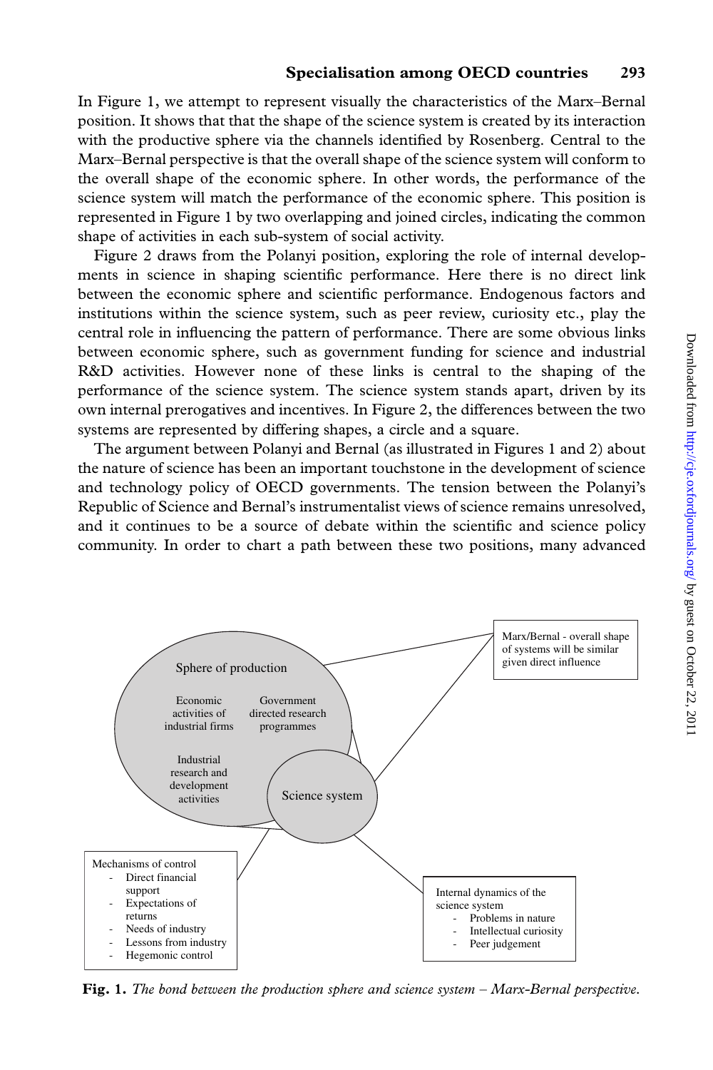In Figure 1, we attempt to represent visually the characteristics of the Marx–Bernal position. It shows that that the shape of the science system is created by its interaction with the productive sphere via the channels identified by Rosenberg. Central to the Marx–Bernal perspective is that the overall shape of the science system will conform to the overall shape of the economic sphere. In other words, the performance of the science system will match the performance of the economic sphere. This position is represented in Figure 1 by two overlapping and joined circles, indicating the common shape of activities in each sub-system of social activity.

Figure 2 draws from the Polanyi position, exploring the role of internal developments in science in shaping scientific performance. Here there is no direct link between the economic sphere and scientific performance. Endogenous factors and institutions within the science system, such as peer review, curiosity etc., play the central role in influencing the pattern of performance. There are some obvious links between economic sphere, such as government funding for science and industrial R&D activities. However none of these links is central to the shaping of the performance of the science system. The science system stands apart, driven by its own internal prerogatives and incentives. In Figure 2, the differences between the two systems are represented by differing shapes, a circle and a square.

The argument between Polanyi and Bernal (as illustrated in Figures 1 and 2) about the nature of science has been an important touchstone in the development of science and technology policy of OECD governments. The tension between the Polanyi's Republic of Science and Bernal's instrumentalist views of science remains unresolved, and it continues to be a source of debate within the scientific and science policy community. In order to chart a path between these two positions, many advanced

Sphere of production

Economic activities of industrial firms

Government directed research programmes

Industrial research and development activities

Science system

Marx/Bernal - overall shape of systems will be similar given direct influence

Mechanisms of control
- Direct financial support
- Expectations of returns
- Needs of industry
- Lessons from industry
- Hegemonic control

Internal dynamics of the science system
- Problems in nature
- Intellectual curiosity
- Peer judgement

**Fig. 1.** *The bond between the production sphere and science system – Marx-Bernal perspective.*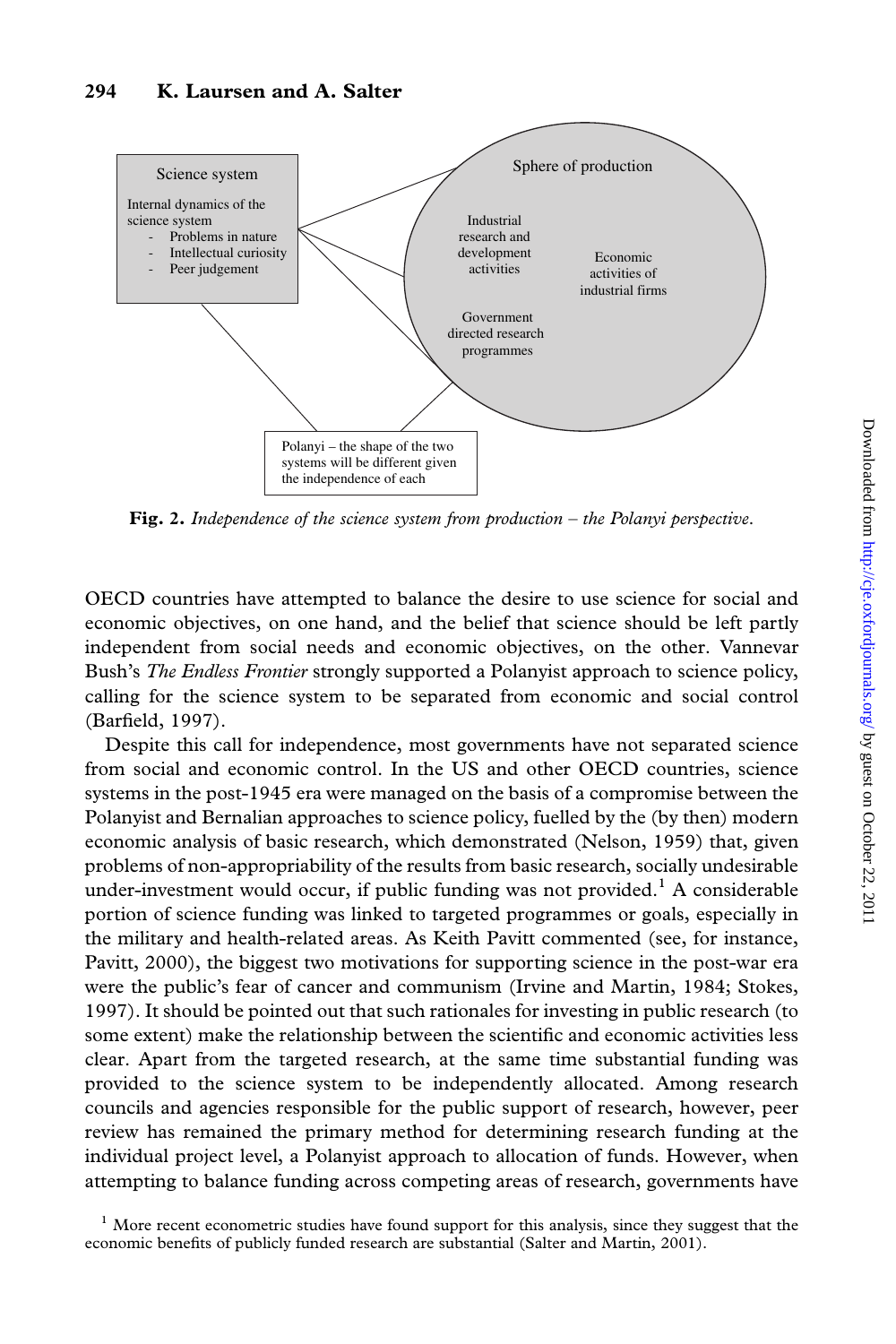Science system

Internal dynamics of the science system
- Problems in nature
- Intellectual curiosity
- Peer judgement

Sphere of production

Industrial research and development activities

Economic activities of industrial firms

Government directed research programmes

Polanyi – the shape of the two systems will be different given the independence of each

**Fig. 2.** *Independence of the science system from production – the Polanyi perspective.*

OECD countries have attempted to balance the desire to use science for social and economic objectives, on one hand, and the belief that science should be left partly independent from social needs and economic objectives, on the other. Vannevar Bush's *The Endless Frontier* strongly supported a Polanyist approach to science policy, calling for the science system to be separated from economic and social control (Barfield, 1997).

Despite this call for independence, most governments have not separated science from social and economic control. In the US and other OECD countries, science systems in the post-1945 era were managed on the basis of a compromise between the Polanyist and Bernalian approaches to science policy, fuelled by the (by then) modern economic analysis of basic research, which demonstrated (Nelson, 1959) that, given problems of non-appropriability of the results from basic research, socially undesirable under-investment would occur, if public funding was not provided.[1] A considerable portion of science funding was linked to targeted programmes or goals, especially in the military and health-related areas. As Keith Pavitt commented (see, for instance, Pavitt, 2000), the biggest two motivations for supporting science in the post-war era were the public's fear of cancer and communism (Irvine and Martin, 1984; Stokes, 1997). It should be pointed out that such rationales for investing in public research (to some extent) make the relationship between the scientific and economic activities less clear. Apart from the targeted research, at the same time substantial funding was provided to the science system to be independently allocated. Among research councils and agencies responsible for the public support of research, however, peer review has remained the primary method for determining research funding at the individual project level, a Polanyist approach to allocation of funds. However, when attempting to balance funding across competing areas of research, governments have

[1] More recent econometric studies have found support for this analysis, since they suggest that the economic benefits of publicly funded research are substantial (Salter and Martin, 2001).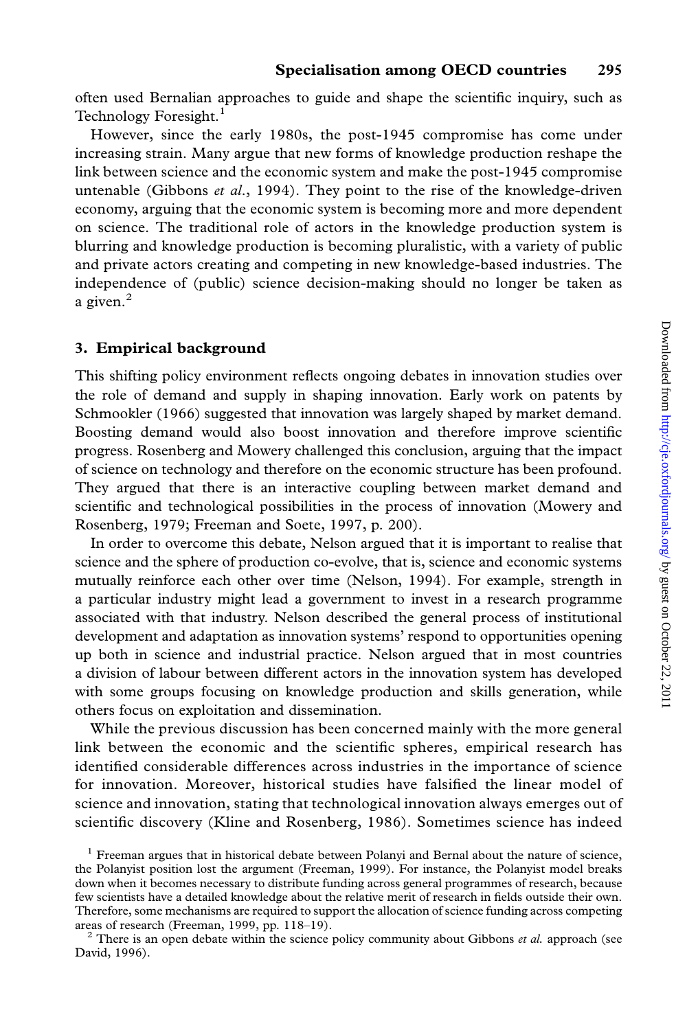often used Bernalian approaches to guide and shape the scientific inquiry, such as Technology Foresight.[1]

However, since the early 1980s, the post-1945 compromise has come under increasing strain. Many argue that new forms of knowledge production reshape the link between science and the economic system and make the post-1945 compromise untenable (Gibbons *et al.*, 1994). They point to the rise of the knowledge-driven economy, arguing that the economic system is becoming more and more dependent on science. The traditional role of actors in the knowledge production system is blurring and knowledge production is becoming pluralistic, with a variety of public and private actors creating and competing in new knowledge-based industries. The independence of (public) science decision-making should no longer be taken as a given.[2]

## 3. Empirical background

This shifting policy environment reflects ongoing debates in innovation studies over the role of demand and supply in shaping innovation. Early work on patents by Schmookler (1966) suggested that innovation was largely shaped by market demand. Boosting demand would also boost innovation and therefore improve scientific progress. Rosenberg and Mowery challenged this conclusion, arguing that the impact of science on technology and therefore on the economic structure has been profound. They argued that there is an interactive coupling between market demand and scientific and technological possibilities in the process of innovation (Mowery and Rosenberg, 1979; Freeman and Soete, 1997, p. 200).

In order to overcome this debate, Nelson argued that it is important to realise that science and the sphere of production co-evolve, that is, science and economic systems mutually reinforce each other over time (Nelson, 1994). For example, strength in a particular industry might lead a government to invest in a research programme associated with that industry. Nelson described the general process of institutional development and adaptation as innovation systems' respond to opportunities opening up both in science and industrial practice. Nelson argued that in most countries a division of labour between different actors in the innovation system has developed with some groups focusing on knowledge production and skills generation, while others focus on exploitation and dissemination.

While the previous discussion has been concerned mainly with the more general link between the economic and the scientific spheres, empirical research has identified considerable differences across industries in the importance of science for innovation. Moreover, historical studies have falsified the linear model of science and innovation, stating that technological innovation always emerges out of scientific discovery (Kline and Rosenberg, 1986). Sometimes science has indeed

[1] Freeman argues that in historical debate between Polanyi and Bernal about the nature of science, the Polanyist position lost the argument (Freeman, 1999). For instance, the Polanyist model breaks down when it becomes necessary to distribute funding across general programmes of research, because few scientists have a detailed knowledge about the relative merit of research in fields outside their own. Therefore, some mechanisms are required to support the allocation of science funding across competing areas of research (Freeman, 1999, pp. 118–19).

[2] There is an open debate within the science policy community about Gibbons *et al.* approach (see David, 1996).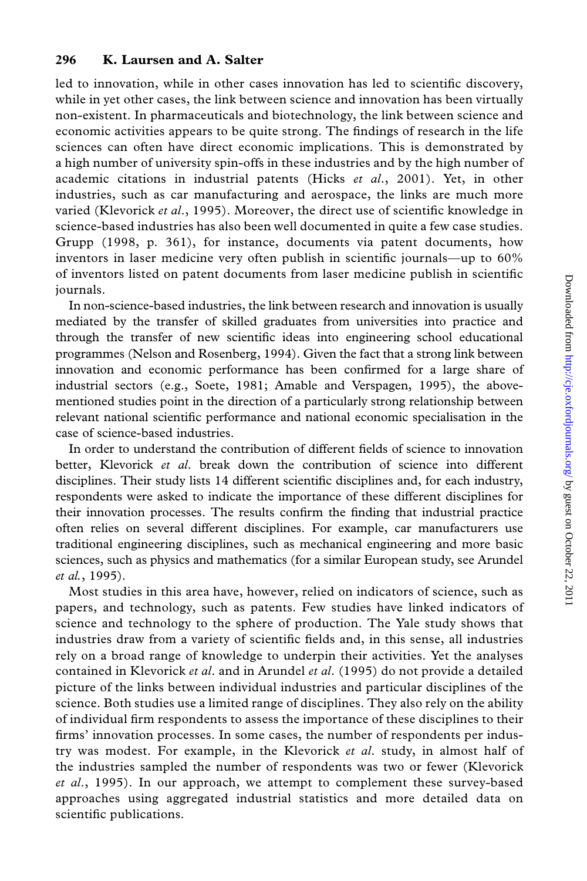led to innovation, while in other cases innovation has led to scientific discovery, while in yet other cases, the link between science and innovation has been virtually non-existent. In pharmaceuticals and biotechnology, the link between science and economic activities appears to be quite strong. The findings of research in the life sciences can often have direct economic implications. This is demonstrated by a high number of university spin-offs in these industries and by the high number of academic citations in industrial patents (Hicks *et al*., 2001). Yet, in other industries, such as car manufacturing and aerospace, the links are much more varied (Klevorick *et al*., 1995). Moreover, the direct use of scientific knowledge in science-based industries has also been well documented in quite a few case studies. Grupp (1998, p. 361), for instance, documents via patent documents, how inventors in laser medicine very often publish in scientific journals—up to 60% of inventors listed on patent documents from laser medicine publish in scientific journals.

In non-science-based industries, the link between research and innovation is usually mediated by the transfer of skilled graduates from universities into practice and through the transfer of new scientific ideas into engineering school educational programmes (Nelson and Rosenberg, 1994). Given the fact that a strong link between innovation and economic performance has been confirmed for a large share of industrial sectors (e.g., Soete, 1981; Amable and Verspagen, 1995), the above-mentioned studies point in the direction of a particularly strong relationship between relevant national scientific performance and national economic specialisation in the case of science-based industries.

In order to understand the contribution of different fields of science to innovation better, Klevorick *et al*. break down the contribution of science into different disciplines. Their study lists 14 different scientific disciplines and, for each industry, respondents were asked to indicate the importance of these different disciplines for their innovation processes. The results confirm the finding that industrial practice often relies on several different disciplines. For example, car manufacturers use traditional engineering disciplines, such as mechanical engineering and more basic sciences, such as physics and mathematics (for a similar European study, see Arundel *et al*., 1995).

Most studies in this area have, however, relied on indicators of science, such as papers, and technology, such as patents. Few studies have linked indicators of science and technology to the sphere of production. The Yale study shows that industries draw from a variety of scientific fields and, in this sense, all industries rely on a broad range of knowledge to underpin their activities. Yet the analyses contained in Klevorick *et al*. and in Arundel *et al*. (1995) do not provide a detailed picture of the links between individual industries and particular disciplines of the science. Both studies use a limited range of disciplines. They also rely on the ability of individual firm respondents to assess the importance of these disciplines to their firms' innovation processes. In some cases, the number of respondents per industry was modest. For example, in the Klevorick *et al*. study, in almost half of the industries sampled the number of respondents was two or fewer (Klevorick *et al*., 1995). In our approach, we attempt to complement these survey-based approaches using aggregated industrial statistics and more detailed data on scientific publications.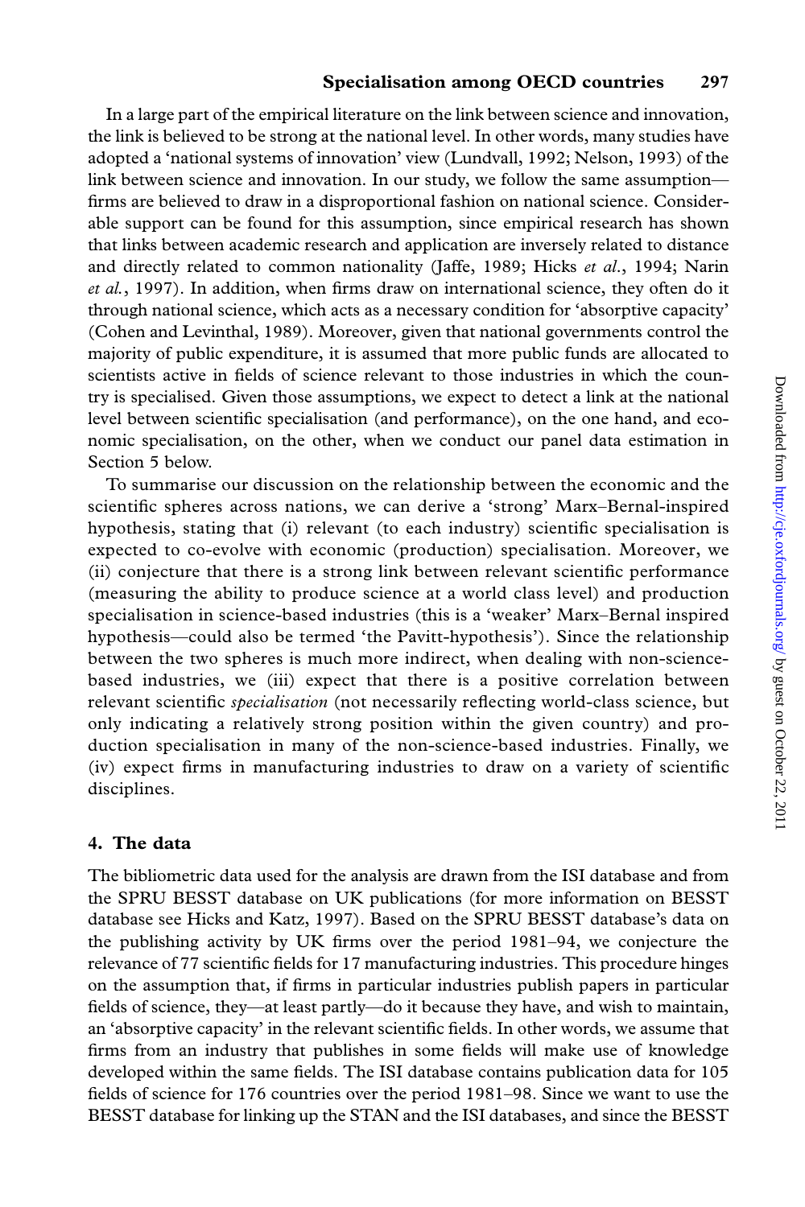In a large part of the empirical literature on the link between science and innovation, the link is believed to be strong at the national level. In other words, many studies have adopted a 'national systems of innovation' view (Lundvall, 1992; Nelson, 1993) of the link between science and innovation. In our study, we follow the same assumption—firms are believed to draw in a disproportional fashion on national science. Considerable support can be found for this assumption, since empirical research has shown that links between academic research and application are inversely related to distance and directly related to common nationality (Jaffe, 1989; Hicks *et al.*, 1994; Narin *et al.*, 1997). In addition, when firms draw on international science, they often do it through national science, which acts as a necessary condition for 'absorptive capacity' (Cohen and Levinthal, 1989). Moreover, given that national governments control the majority of public expenditure, it is assumed that more public funds are allocated to scientists active in fields of science relevant to those industries in which the country is specialised. Given those assumptions, we expect to detect a link at the national level between scientific specialisation (and performance), on the one hand, and economic specialisation, on the other, when we conduct our panel data estimation in Section 5 below.

To summarise our discussion on the relationship between the economic and the scientific spheres across nations, we can derive a 'strong' Marx–Bernal-inspired hypothesis, stating that (i) relevant (to each industry) scientific specialisation is expected to co-evolve with economic (production) specialisation. Moreover, we (ii) conjecture that there is a strong link between relevant scientific performance (measuring the ability to produce science at a world class level) and production specialisation in science-based industries (this is a 'weaker' Marx–Bernal inspired hypothesis—could also be termed 'the Pavitt-hypothesis'). Since the relationship between the two spheres is much more indirect, when dealing with non-science-based industries, we (iii) expect that there is a positive correlation between relevant scientific *specialisation* (not necessarily reflecting world-class science, but only indicating a relatively strong position within the given country) and production specialisation in many of the non-science-based industries. Finally, we (iv) expect firms in manufacturing industries to draw on a variety of scientific disciplines.

## 4. The data

The bibliometric data used for the analysis are drawn from the ISI database and from the SPRU BESST database on UK publications (for more information on BESST database see Hicks and Katz, 1997). Based on the SPRU BESST database's data on the publishing activity by UK firms over the period 1981–94, we conjecture the relevance of 77 scientific fields for 17 manufacturing industries. This procedure hinges on the assumption that, if firms in particular industries publish papers in particular fields of science, they—at least partly—do it because they have, and wish to maintain, an 'absorptive capacity' in the relevant scientific fields. In other words, we assume that firms from an industry that publishes in some fields will make use of knowledge developed within the same fields. The ISI database contains publication data for 105 fields of science for 176 countries over the period 1981–98. Since we want to use the BESST database for linking up the STAN and the ISI databases, and since the BESST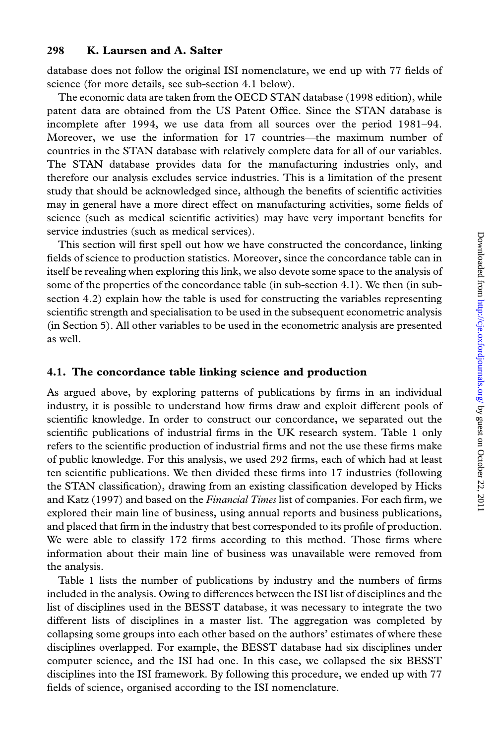database does not follow the original ISI nomenclature, we end up with 77 fields of science (for more details, see sub-section 4.1 below).

The economic data are taken from the OECD STAN database (1998 edition), while patent data are obtained from the US Patent Office. Since the STAN database is incomplete after 1994, we use data from all sources over the period 1981–94. Moreover, we use the information for 17 countries—the maximum number of countries in the STAN database with relatively complete data for all of our variables. The STAN database provides data for the manufacturing industries only, and therefore our analysis excludes service industries. This is a limitation of the present study that should be acknowledged since, although the benefits of scientific activities may in general have a more direct effect on manufacturing activities, some fields of science (such as medical scientific activities) may have very important benefits for service industries (such as medical services).

This section will first spell out how we have constructed the concordance, linking fields of science to production statistics. Moreover, since the concordance table can in itself be revealing when exploring this link, we also devote some space to the analysis of some of the properties of the concordance table (in sub-section 4.1). We then (in sub-section 4.2) explain how the table is used for constructing the variables representing scientific strength and specialisation to be used in the subsequent econometric analysis (in Section 5). All other variables to be used in the econometric analysis are presented as well.

### 4.1. The concordance table linking science and production

As argued above, by exploring patterns of publications by firms in an individual industry, it is possible to understand how firms draw and exploit different pools of scientific knowledge. In order to construct our concordance, we separated out the scientific publications of industrial firms in the UK research system. Table 1 only refers to the scientific production of industrial firms and not the use these firms make of public knowledge. For this analysis, we used 292 firms, each of which had at least ten scientific publications. We then divided these firms into 17 industries (following the STAN classification), drawing from an existing classification developed by Hicks and Katz (1997) and based on the *Financial Times* list of companies. For each firm, we explored their main line of business, using annual reports and business publications, and placed that firm in the industry that best corresponded to its profile of production. We were able to classify 172 firms according to this method. Those firms where information about their main line of business was unavailable were removed from the analysis.

Table 1 lists the number of publications by industry and the numbers of firms included in the analysis. Owing to differences between the ISI list of disciplines and the list of disciplines used in the BESST database, it was necessary to integrate the two different lists of disciplines in a master list. The aggregation was completed by collapsing some groups into each other based on the authors' estimates of where these disciplines overlapped. For example, the BESST database had six disciplines under computer science, and the ISI had one. In this case, we collapsed the six BESST disciplines into the ISI framework. By following this procedure, we ended up with 77 fields of science, organised according to the ISI nomenclature.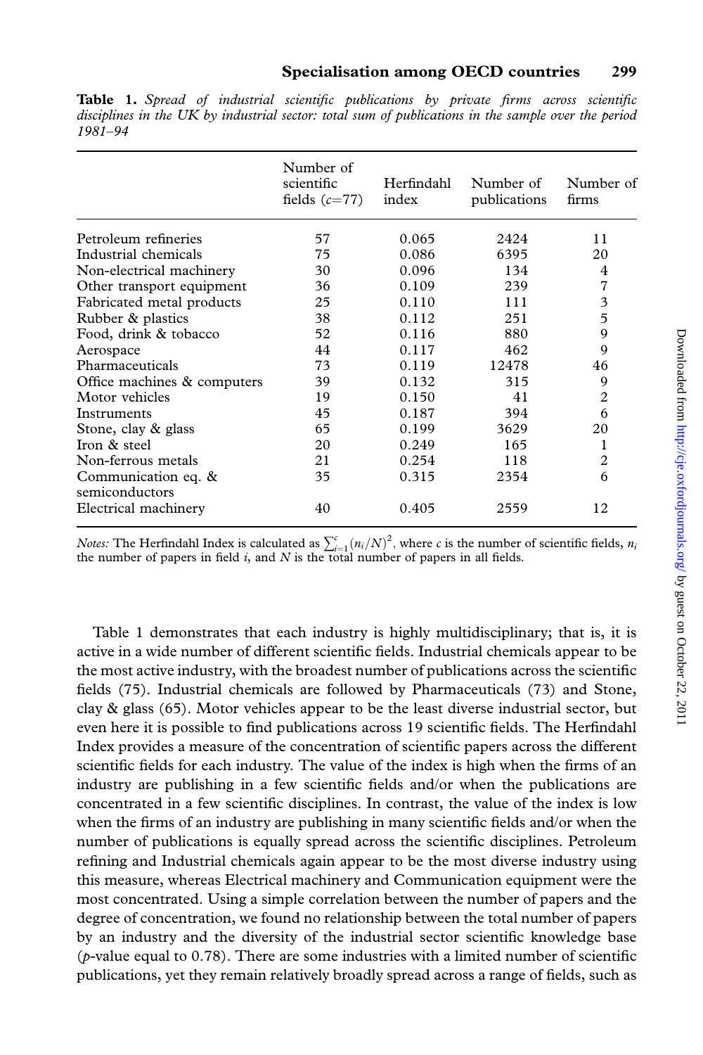**Table 1.** *Spread of industrial scientific publications by private firms across scientific disciplines in the UK by industrial sector: total sum of publications in the sample over the period 1981–94*

| | Number of scientific fields ($c$=77) | Herfindahl index | Number of publications | Number of firms |
|---|---|---|---|---|
| Petroleum refineries | 57 | 0.065 | 2424 | 11 |
| Industrial chemicals | 75 | 0.086 | 6395 | 20 |
| Non-electrical machinery | 30 | 0.096 | 134 | 4 |
| Other transport equipment | 36 | 0.109 | 239 | 7 |
| Fabricated metal products | 25 | 0.110 | 111 | 3 |
| Rubber & plastics | 38 | 0.112 | 251 | 5 |
| Food, drink & tobacco | 52 | 0.116 | 880 | 9 |
| Aerospace | 44 | 0.117 | 462 | 9 |
| Pharmaceuticals | 73 | 0.119 | 12478 | 46 |
| Office machines & computers | 39 | 0.132 | 315 | 9 |
| Motor vehicles | 19 | 0.150 | 41 | 2 |
| Instruments | 45 | 0.187 | 394 | 6 |
| Stone, clay & glass | 65 | 0.199 | 3629 | 20 |
| Iron & steel | 20 | 0.249 | 165 | 1 |
| Non-ferrous metals | 21 | 0.254 | 118 | 2 |
| Communication eq. & semiconductors | 35 | 0.315 | 2354 | 6 |
| Electrical machinery | 40 | 0.405 | 2559 | 12 |

*Notes:* The Herfindahl Index is calculated as $\sum_{i=1}^{c}(n_i/N)^2$, where $c$ is the number of scientific fields, $n_i$ the number of papers in field $i$, and $N$ is the total number of papers in all fields.

Table 1 demonstrates that each industry is highly multidisciplinary; that is, it is active in a wide number of different scientific fields. Industrial chemicals appear to be the most active industry, with the broadest number of publications across the scientific fields (75). Industrial chemicals are followed by Pharmaceuticals (73) and Stone, clay & glass (65). Motor vehicles appear to be the least diverse industrial sector, but even here it is possible to find publications across 19 scientific fields. The Herfindahl Index provides a measure of the concentration of scientific papers across the different scientific fields for each industry. The value of the index is high when the firms of an industry are publishing in a few scientific fields and/or when the publications are concentrated in a few scientific disciplines. In contrast, the value of the index is low when the firms of an industry are publishing in many scientific fields and/or when the number of publications is equally spread across the scientific disciplines. Petroleum refining and Industrial chemicals again appear to be the most diverse industry using this measure, whereas Electrical machinery and Communication equipment were the most concentrated. Using a simple correlation between the number of papers and the degree of concentration, we found no relationship between the total number of papers by an industry and the diversity of the industrial sector scientific knowledge base ($p$-value equal to 0.78). There are some industries with a limited number of scientific publications, yet they remain relatively broadly spread across a range of fields, such as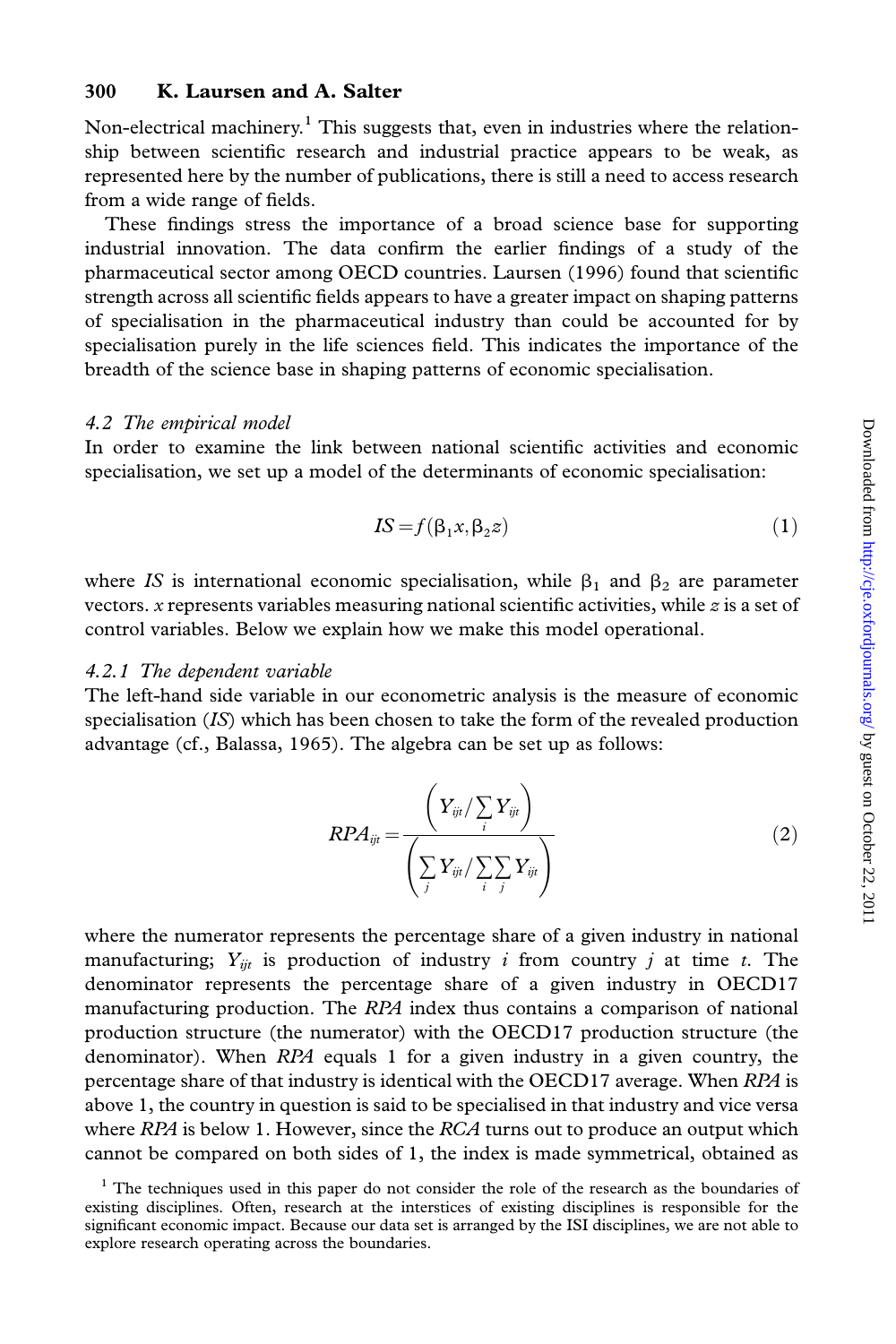Non-electrical machinery.[1] This suggests that, even in industries where the relationship between scientific research and industrial practice appears to be weak, as represented here by the number of publications, there is still a need to access research from a wide range of fields.

These findings stress the importance of a broad science base for supporting industrial innovation. The data confirm the earlier findings of a study of the pharmaceutical sector among OECD countries. Laursen (1996) found that scientific strength across all scientific fields appears to have a greater impact on shaping patterns of specialisation in the pharmaceutical industry than could be accounted for by specialisation purely in the life sciences field. This indicates the importance of the breadth of the science base in shaping patterns of economic specialisation.

### *4.2 The empirical model*

In order to examine the link between national scientific activities and economic specialisation, we set up a model of the determinants of economic specialisation:

$$IS = f(\beta_1 x, \beta_2 z) \tag{1}$$

where *IS* is international economic specialisation, while $\beta_1$ and $\beta_2$ are parameter vectors. $x$ represents variables measuring national scientific activities, while $z$ is a set of control variables. Below we explain how we make this model operational.

#### *4.2.1 The dependent variable*

The left-hand side variable in our econometric analysis is the measure of economic specialisation (*IS*) which has been chosen to take the form of the revealed production advantage (cf., Balassa, 1965). The algebra can be set up as follows:

$$RPA_{ijt} = \frac{\left(Y_{ijt} / \sum_i Y_{ijt}\right)}{\left(\sum_j Y_{ijt} / \sum_i \sum_j Y_{ijt}\right)} \tag{2}$$

where the numerator represents the percentage share of a given industry in national manufacturing; $Y_{ijt}$ is production of industry $i$ from country $j$ at time $t$. The denominator represents the percentage share of a given industry in OECD17 manufacturing production. The *RPA* index thus contains a comparison of national production structure (the numerator) with the OECD17 production structure (the denominator). When *RPA* equals 1 for a given industry in a given country, the percentage share of that industry is identical with the OECD17 average. When *RPA* is above 1, the country in question is said to be specialised in that industry and vice versa where *RPA* is below 1. However, since the *RCA* turns out to produce an output which cannot be compared on both sides of 1, the index is made symmetrical, obtained as

[1] The techniques used in this paper do not consider the role of the research as the boundaries of existing disciplines. Often, research at the interstices of existing disciplines is responsible for the significant economic impact. Because our data set is arranged by the ISI disciplines, we are not able to explore research operating across the boundaries.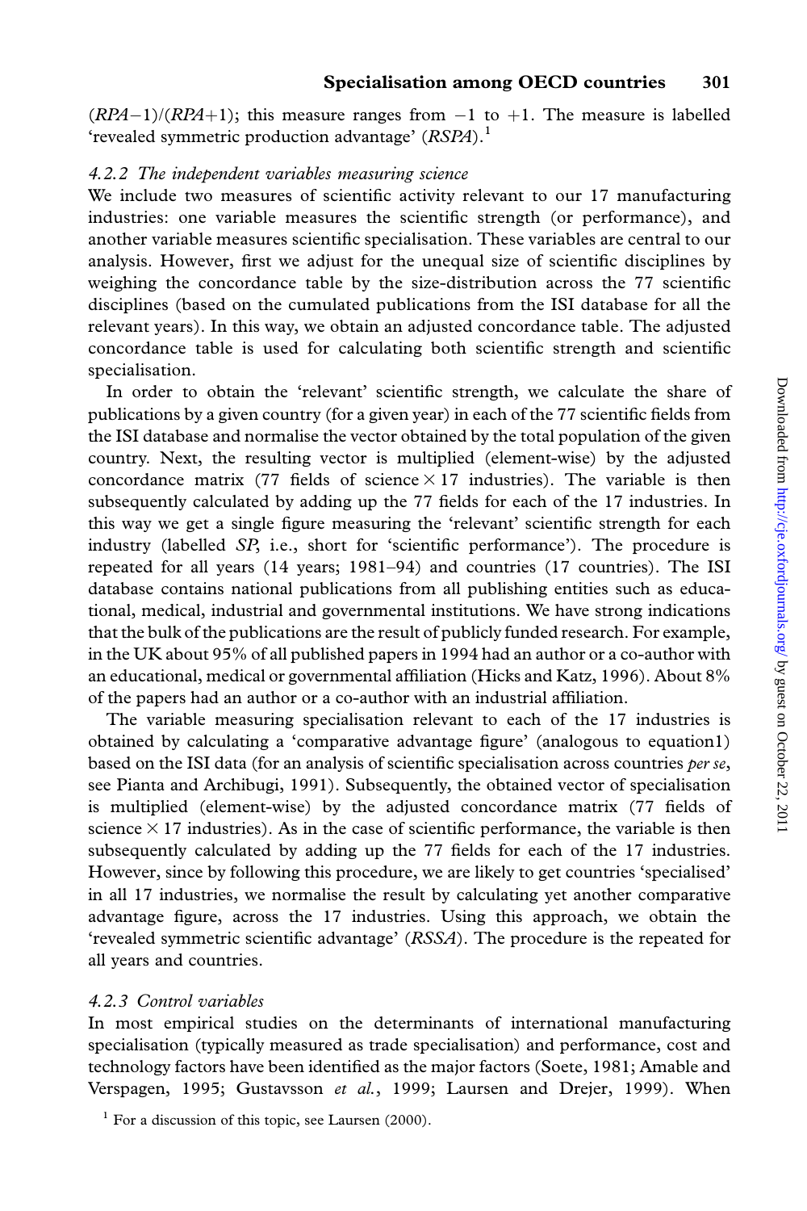$(RPA-1)/(RPA+1)$; this measure ranges from $-1$ to $+1$. The measure is labelled 'revealed symmetric production advantage' (*RSPA*).[1]

#### *4.2.2 The independent variables measuring science*

We include two measures of scientific activity relevant to our 17 manufacturing industries: one variable measures the scientific strength (or performance), and another variable measures scientific specialisation. These variables are central to our analysis. However, first we adjust for the unequal size of scientific disciplines by weighing the concordance table by the size-distribution across the 77 scientific disciplines (based on the cumulated publications from the ISI database for all the relevant years). In this way, we obtain an adjusted concordance table. The adjusted concordance table is used for calculating both scientific strength and scientific specialisation.

In order to obtain the 'relevant' scientific strength, we calculate the share of publications by a given country (for a given year) in each of the 77 scientific fields from the ISI database and normalise the vector obtained by the total population of the given country. Next, the resulting vector is multiplied (element-wise) by the adjusted concordance matrix (77 fields of science $\times$ 17 industries). The variable is then subsequently calculated by adding up the 77 fields for each of the 17 industries. In this way we get a single figure measuring the 'relevant' scientific strength for each industry (labelled *SP*, i.e., short for 'scientific performance'). The procedure is repeated for all years (14 years; 1981–94) and countries (17 countries). The ISI database contains national publications from all publishing entities such as educational, medical, industrial and governmental institutions. We have strong indications that the bulk of the publications are the result of publicly funded research. For example, in the UK about 95% of all published papers in 1994 had an author or a co-author with an educational, medical or governmental affiliation (Hicks and Katz, 1996). About 8% of the papers had an author or a co-author with an industrial affiliation.

The variable measuring specialisation relevant to each of the 17 industries is obtained by calculating a 'comparative advantage figure' (analogous to equation1) based on the ISI data (for an analysis of scientific specialisation across countries *per se*, see Pianta and Archibugi, 1991). Subsequently, the obtained vector of specialisation is multiplied (element-wise) by the adjusted concordance matrix (77 fields of science $\times$ 17 industries). As in the case of scientific performance, the variable is then subsequently calculated by adding up the 77 fields for each of the 17 industries. However, since by following this procedure, we are likely to get countries 'specialised' in all 17 industries, we normalise the result by calculating yet another comparative advantage figure, across the 17 industries. Using this approach, we obtain the 'revealed symmetric scientific advantage' (*RSSA*). The procedure is the repeated for all years and countries.

#### *4.2.3 Control variables*

In most empirical studies on the determinants of international manufacturing specialisation (typically measured as trade specialisation) and performance, cost and technology factors have been identified as the major factors (Soete, 1981; Amable and Verspagen, 1995; Gustavsson *et al.*, 1999; Laursen and Drejer, 1999). When

[1] For a discussion of this topic, see Laursen (2000).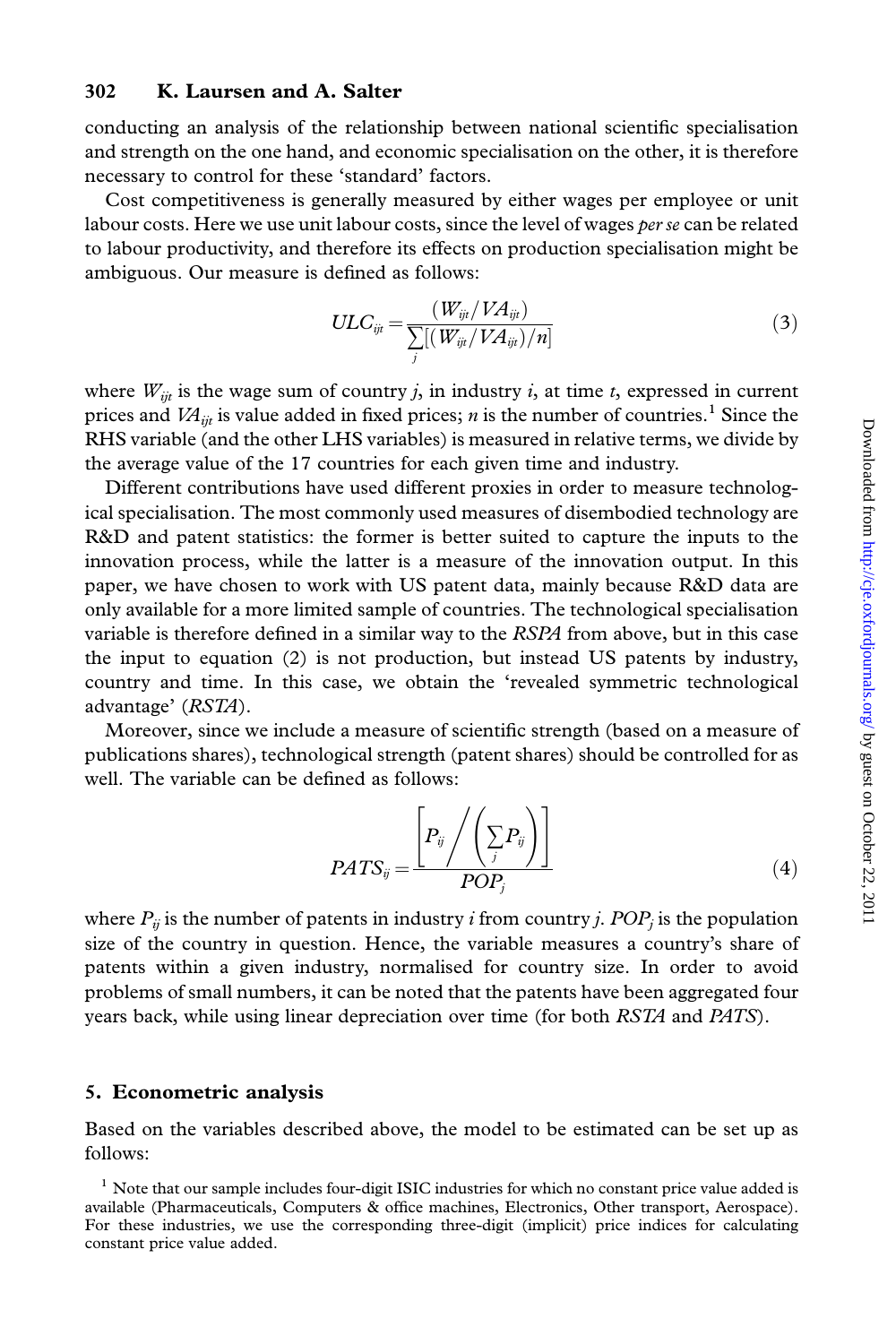conducting an analysis of the relationship between national scientific specialisation and strength on the one hand, and economic specialisation on the other, it is therefore necessary to control for these 'standard' factors.

Cost competitiveness is generally measured by either wages per employee or unit labour costs. Here we use unit labour costs, since the level of wages *per se* can be related to labour productivity, and therefore its effects on production specialisation might be ambiguous. Our measure is defined as follows:

$$ULC_{ijt} = \frac{(W_{ijt}/VA_{ijt})}{\sum_{j}[(W_{ijt}/VA_{ijt})/n]} \tag{3}$$

where $W_{ijt}$ is the wage sum of country $j$, in industry $i$, at time $t$, expressed in current prices and $VA_{ijt}$ is value added in fixed prices; $n$ is the number of countries.[1] Since the RHS variable (and the other LHS variables) is measured in relative terms, we divide by the average value of the 17 countries for each given time and industry.

Different contributions have used different proxies in order to measure technological specialisation. The most commonly used measures of disembodied technology are R&D and patent statistics: the former is better suited to capture the inputs to the innovation process, while the latter is a measure of the innovation output. In this paper, we have chosen to work with US patent data, mainly because R&D data are only available for a more limited sample of countries. The technological specialisation variable is therefore defined in a similar way to the *RSPA* from above, but in this case the input to equation (2) is not production, but instead US patents by industry, country and time. In this case, we obtain the 'revealed symmetric technological advantage' (*RSTA*).

Moreover, since we include a measure of scientific strength (based on a measure of publications shares), technological strength (patent shares) should be controlled for as well. The variable can be defined as follows:

$$PATS_{ij} = \frac{\left[P_{ij} \Big/ \left(\sum_{j} P_{ij}\right)\right]}{POP_j} \tag{4}$$

where $P_{ij}$ is the number of patents in industry $i$ from country $j$. $POP_j$ is the population size of the country in question. Hence, the variable measures a country's share of patents within a given industry, normalised for country size. In order to avoid problems of small numbers, it can be noted that the patents have been aggregated four years back, while using linear depreciation over time (for both *RSTA* and *PATS*).

## 5. Econometric analysis

Based on the variables described above, the model to be estimated can be set up as follows:

[1] Note that our sample includes four-digit ISIC industries for which no constant price value added is available (Pharmaceuticals, Computers & office machines, Electronics, Other transport, Aerospace). For these industries, we use the corresponding three-digit (implicit) price indices for calculating constant price value added.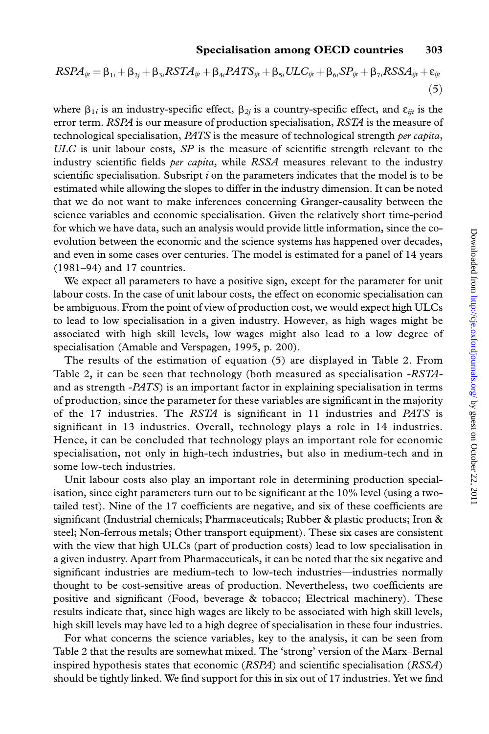$$RSPA_{ijt} = \beta_{1i} + \beta_{2j} + \beta_{3i}RSTA_{ijt} + \beta_{4i}PATS_{ijt} + \beta_{5i}ULC_{ijt} + \beta_{6i}SP_{ijt} + \beta_{7i}RSSA_{ijt} + \varepsilon_{ijt} \tag{5}$$

where $\beta_{1i}$ is an industry-specific effect, $\beta_{2j}$ is a country-specific effect, and $\varepsilon_{ijt}$ is the error term. *RSPA* is our measure of production specialisation, *RSTA* is the measure of technological specialisation, *PATS* is the measure of technological strength *per capita*, *ULC* is unit labour costs, *SP* is the measure of scientific strength relevant to the industry scientific fields *per capita*, while *RSSA* measures relevant to the industry scientific specialisation. Subsript $i$ on the parameters indicates that the model is to be estimated while allowing the slopes to differ in the industry dimension. It can be noted that we do not want to make inferences concerning Granger-causality between the science variables and economic specialisation. Given the relatively short time-period for which we have data, such an analysis would provide little information, since the co-evolution between the economic and the science systems has happened over decades, and even in some cases over centuries. The model is estimated for a panel of 14 years (1981–94) and 17 countries.

We expect all parameters to have a positive sign, except for the parameter for unit labour costs. In the case of unit labour costs, the effect on economic specialisation can be ambiguous. From the point of view of production cost, we would expect high ULCs to lead to low specialisation in a given industry. However, as high wages might be associated with high skill levels, low wages might also lead to a low degree of specialisation (Amable and Verspagen, 1995, p. 200).

The results of the estimation of equation (5) are displayed in Table 2. From Table 2, it can be seen that technology (both measured as specialisation -*RSTA*- and as strength -*PATS*) is an important factor in explaining specialisation in terms of production, since the parameter for these variables are significant in the majority of the 17 industries. The *RSTA* is significant in 11 industries and *PATS* is significant in 13 industries. Overall, technology plays a role in 14 industries. Hence, it can be concluded that technology plays an important role for economic specialisation, not only in high-tech industries, but also in medium-tech and in some low-tech industries.

Unit labour costs also play an important role in determining production specialisation, since eight parameters turn out to be significant at the 10% level (using a two-tailed test). Nine of the 17 coefficients are negative, and six of these coefficients are significant (Industrial chemicals; Pharmaceuticals; Rubber & plastic products; Iron & steel; Non-ferrous metals; Other transport equipment). These six cases are consistent with the view that high ULCs (part of production costs) lead to low specialisation in a given industry. Apart from Pharmaceuticals, it can be noted that the six negative and significant industries are medium-tech to low-tech industries—industries normally thought to be cost-sensitive areas of production. Nevertheless, two coefficients are positive and significant (Food, beverage & tobacco; Electrical machinery). These results indicate that, since high wages are likely to be associated with high skill levels, high skill levels may have led to a high degree of specialisation in these four industries.

For what concerns the science variables, key to the analysis, it can be seen from Table 2 that the results are somewhat mixed. The 'strong' version of the Marx–Bernal inspired hypothesis states that economic (*RSPA*) and scientific specialisation (*RSSA*) should be tightly linked. We find support for this in six out of 17 industries. Yet we find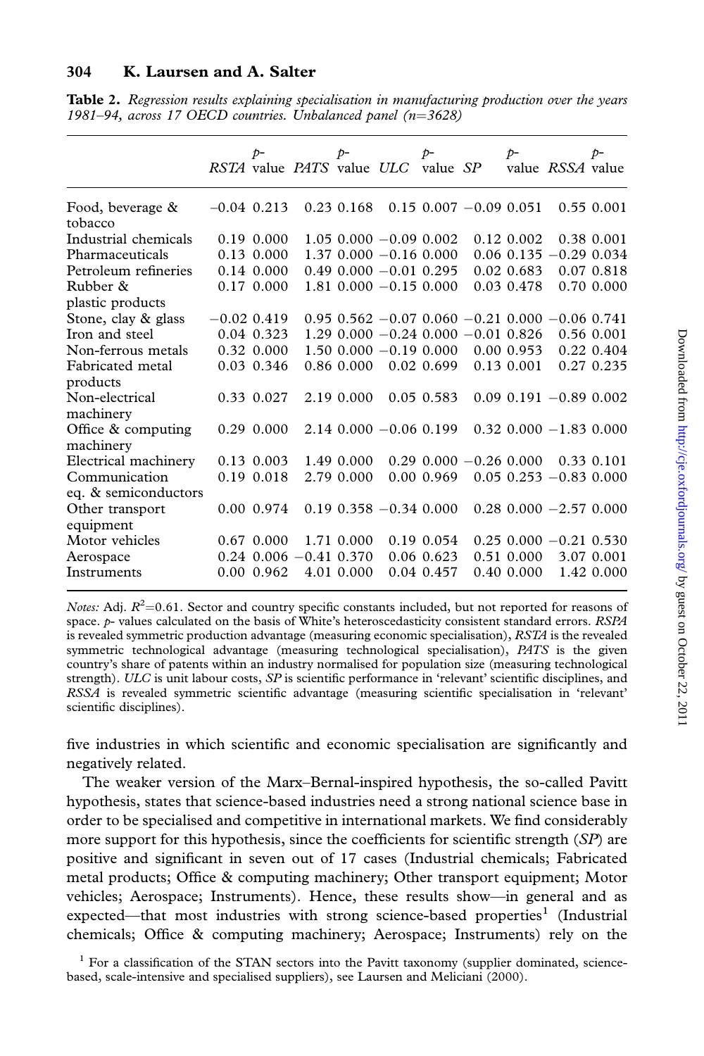**Table 2.** *Regression results explaining specialisation in manufacturing production over the years 1981–94, across 17 OECD countries. Unbalanced panel (n=3628)*

| | *RSTA* | *p*-value | *PATS* | *p*-value | *ULC* | *p*-value | *SP* | *p*-value | *RSSA* | *p*-value |
|---|---|---|---|---|---|---|---|---|---|---|
| Food, beverage & tobacco | −0.04 | 0.213 | 0.23 | 0.168 | 0.15 | 0.007 | −0.09 | 0.051 | 0.55 | 0.001 |
| Industrial chemicals | 0.19 | 0.000 | 1.05 | 0.000 | −0.09 | 0.002 | 0.12 | 0.002 | 0.38 | 0.001 |
| Pharmaceuticals | 0.13 | 0.000 | 1.37 | 0.000 | −0.16 | 0.000 | 0.06 | 0.135 | −0.29 | 0.034 |
| Petroleum refineries | 0.14 | 0.000 | 0.49 | 0.000 | −0.01 | 0.295 | 0.02 | 0.683 | 0.07 | 0.818 |
| Rubber & plastic products | 0.17 | 0.000 | 1.81 | 0.000 | −0.15 | 0.000 | 0.03 | 0.478 | 0.70 | 0.000 |
| Stone, clay & glass | −0.02 | 0.419 | 0.95 | 0.562 | −0.07 | 0.060 | −0.21 | 0.000 | −0.06 | 0.741 |
| Iron and steel | 0.04 | 0.323 | 1.29 | 0.000 | −0.24 | 0.000 | −0.01 | 0.826 | 0.56 | 0.001 |
| Non-ferrous metals | 0.32 | 0.000 | 1.50 | 0.000 | −0.19 | 0.000 | 0.00 | 0.953 | 0.22 | 0.404 |
| Fabricated metal products | 0.03 | 0.346 | 0.86 | 0.000 | 0.02 | 0.699 | 0.13 | 0.001 | 0.27 | 0.235 |
| Non-electrical machinery | 0.33 | 0.027 | 2.19 | 0.000 | 0.05 | 0.583 | 0.09 | 0.191 | −0.89 | 0.002 |
| Office & computing machinery | 0.29 | 0.000 | 2.14 | 0.000 | −0.06 | 0.199 | 0.32 | 0.000 | −1.83 | 0.000 |
| Electrical machinery | 0.13 | 0.003 | 1.49 | 0.000 | 0.29 | 0.000 | −0.26 | 0.000 | 0.33 | 0.101 |
| Communication eq. & semiconductors | 0.19 | 0.018 | 2.79 | 0.000 | 0.00 | 0.969 | 0.05 | 0.253 | −0.83 | 0.000 |
| Other transport equipment | 0.00 | 0.974 | 0.19 | 0.358 | −0.34 | 0.000 | 0.28 | 0.000 | −2.57 | 0.000 |
| Motor vehicles | 0.67 | 0.000 | 1.71 | 0.000 | 0.19 | 0.054 | 0.25 | 0.000 | −0.21 | 0.530 |
| Aerospace | 0.24 | 0.006 | −0.41 | 0.370 | 0.06 | 0.623 | 0.51 | 0.000 | 3.07 | 0.001 |
| Instruments | 0.00 | 0.962 | 4.01 | 0.000 | 0.04 | 0.457 | 0.40 | 0.000 | 1.42 | 0.000 |

*Notes:* Adj. $R^2$=0.61. Sector and country specific constants included, but not reported for reasons of space. *p*- values calculated on the basis of White's heteroscedasticity consistent standard errors. *RSPA* is revealed symmetric production advantage (measuring economic specialisation), *RSTA* is the revealed symmetric technological advantage (measuring technological specialisation), *PATS* is the given country's share of patents within an industry normalised for population size (measuring technological strength). *ULC* is unit labour costs, *SP* is scientific performance in 'relevant' scientific disciplines, and *RSSA* is revealed symmetric scientific advantage (measuring scientific specialisation in 'relevant' scientific disciplines).

five industries in which scientific and economic specialisation are significantly and negatively related.

The weaker version of the Marx–Bernal-inspired hypothesis, the so-called Pavitt hypothesis, states that science-based industries need a strong national science base in order to be specialised and competitive in international markets. We find considerably more support for this hypothesis, since the coefficients for scientific strength (*SP*) are positive and significant in seven out of 17 cases (Industrial chemicals; Fabricated metal products; Office & computing machinery; Other transport equipment; Motor vehicles; Aerospace; Instruments). Hence, these results show—in general and as expected—that most industries with strong science-based properties[1] (Industrial chemicals; Office & computing machinery; Aerospace; Instruments) rely on the

[1] For a classification of the STAN sectors into the Pavitt taxonomy (supplier dominated, science-based, scale-intensive and specialised suppliers), see Laursen and Meliciani (2000).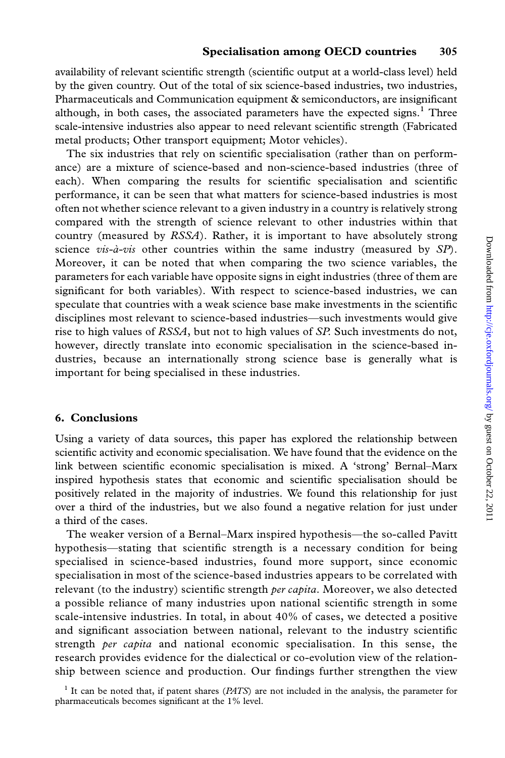availability of relevant scientific strength (scientific output at a world-class level) held by the given country. Out of the total of six science-based industries, two industries, Pharmaceuticals and Communication equipment & semiconductors, are insignificant although, in both cases, the associated parameters have the expected signs.[1] Three scale-intensive industries also appear to need relevant scientific strength (Fabricated metal products; Other transport equipment; Motor vehicles).

The six industries that rely on scientific specialisation (rather than on performance) are a mixture of science-based and non-science-based industries (three of each). When comparing the results for scientific specialisation and scientific performance, it can be seen that what matters for science-based industries is most often not whether science relevant to a given industry in a country is relatively strong compared with the strength of science relevant to other industries within that country (measured by *RSSA*). Rather, it is important to have absolutely strong science *vis-à-vis* other countries within the same industry (measured by *SP*). Moreover, it can be noted that when comparing the two science variables, the parameters for each variable have opposite signs in eight industries (three of them are significant for both variables). With respect to science-based industries, we can speculate that countries with a weak science base make investments in the scientific disciplines most relevant to science-based industries—such investments would give rise to high values of *RSSA*, but not to high values of *SP*. Such investments do not, however, directly translate into economic specialisation in the science-based industries, because an internationally strong science base is generally what is important for being specialised in these industries.

## 6. Conclusions

Using a variety of data sources, this paper has explored the relationship between scientific activity and economic specialisation. We have found that the evidence on the link between scientific economic specialisation is mixed. A 'strong' Bernal–Marx inspired hypothesis states that economic and scientific specialisation should be positively related in the majority of industries. We found this relationship for just over a third of the industries, but we also found a negative relation for just under a third of the cases.

The weaker version of a Bernal–Marx inspired hypothesis—the so-called Pavitt hypothesis—stating that scientific strength is a necessary condition for being specialised in science-based industries, found more support, since economic specialisation in most of the science-based industries appears to be correlated with relevant (to the industry) scientific strength *per capita*. Moreover, we also detected a possible reliance of many industries upon national scientific strength in some scale-intensive industries. In total, in about 40% of cases, we detected a positive and significant association between national, relevant to the industry scientific strength *per capita* and national economic specialisation. In this sense, the research provides evidence for the dialectical or co-evolution view of the relationship between science and production. Our findings further strengthen the view

[1] It can be noted that, if patent shares (*PATS*) are not included in the analysis, the parameter for pharmaceuticals becomes significant at the 1% level.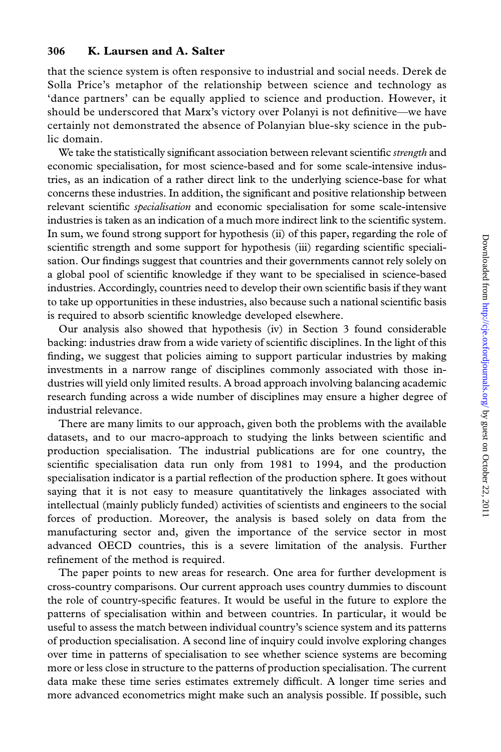that the science system is often responsive to industrial and social needs. Derek de Solla Price's metaphor of the relationship between science and technology as 'dance partners' can be equally applied to science and production. However, it should be underscored that Marx's victory over Polanyi is not definitive—we have certainly not demonstrated the absence of Polanyian blue-sky science in the public domain.

We take the statistically significant association between relevant scientific *strength* and economic specialisation, for most science-based and for some scale-intensive industries, as an indication of a rather direct link to the underlying science-base for what concerns these industries. In addition, the significant and positive relationship between relevant scientific *specialisation* and economic specialisation for some scale-intensive industries is taken as an indication of a much more indirect link to the scientific system. In sum, we found strong support for hypothesis (ii) of this paper, regarding the role of scientific strength and some support for hypothesis (iii) regarding scientific specialisation. Our findings suggest that countries and their governments cannot rely solely on a global pool of scientific knowledge if they want to be specialised in science-based industries. Accordingly, countries need to develop their own scientific basis if they want to take up opportunities in these industries, also because such a national scientific basis is required to absorb scientific knowledge developed elsewhere.

Our analysis also showed that hypothesis (iv) in Section 3 found considerable backing: industries draw from a wide variety of scientific disciplines. In the light of this finding, we suggest that policies aiming to support particular industries by making investments in a narrow range of disciplines commonly associated with those industries will yield only limited results. A broad approach involving balancing academic research funding across a wide number of disciplines may ensure a higher degree of industrial relevance.

There are many limits to our approach, given both the problems with the available datasets, and to our macro-approach to studying the links between scientific and production specialisation. The industrial publications are for one country, the scientific specialisation data run only from 1981 to 1994, and the production specialisation indicator is a partial reflection of the production sphere. It goes without saying that it is not easy to measure quantitatively the linkages associated with intellectual (mainly publicly funded) activities of scientists and engineers to the social forces of production. Moreover, the analysis is based solely on data from the manufacturing sector and, given the importance of the service sector in most advanced OECD countries, this is a severe limitation of the analysis. Further refinement of the method is required.

The paper points to new areas for research. One area for further development is cross-country comparisons. Our current approach uses country dummies to discount the role of country-specific features. It would be useful in the future to explore the patterns of specialisation within and between countries. In particular, it would be useful to assess the match between individual country's science system and its patterns of production specialisation. A second line of inquiry could involve exploring changes over time in patterns of specialisation to see whether science systems are becoming more or less close in structure to the patterns of production specialisation. The current data make these time series estimates extremely difficult. A longer time series and more advanced econometrics might make such an analysis possible. If possible, such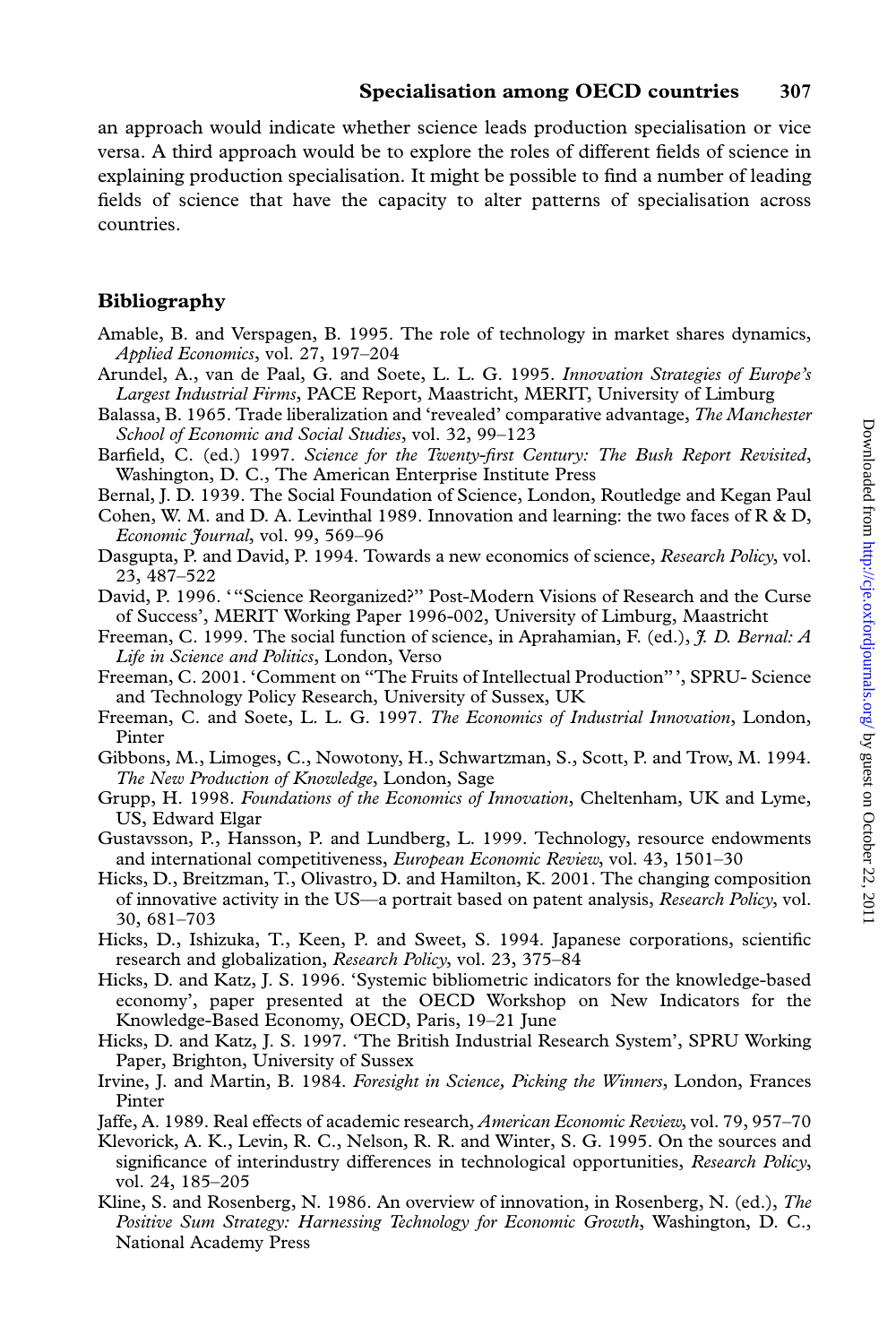an approach would indicate whether science leads production specialisation or vice versa. A third approach would be to explore the roles of different fields of science in explaining production specialisation. It might be possible to find a number of leading fields of science that have the capacity to alter patterns of specialisation across countries.

## Bibliography

Amable, B. and Verspagen, B. 1995. The role of technology in market shares dynamics, *Applied Economics*, vol. 27, 197–204

Arundel, A., van de Paal, G. and Soete, L. L. G. 1995. *Innovation Strategies of Europe's Largest Industrial Firms*, PACE Report, Maastricht, MERIT, University of Limburg

Balassa, B. 1965. Trade liberalization and 'revealed' comparative advantage, *The Manchester School of Economic and Social Studies*, vol. 32, 99–123

Barfield, C. (ed.) 1997. *Science for the Twenty-first Century: The Bush Report Revisited*, Washington, D. C., The American Enterprise Institute Press

Bernal, J. D. 1939. The Social Foundation of Science, London, Routledge and Kegan Paul

Cohen, W. M. and D. A. Levinthal 1989. Innovation and learning: the two faces of R & D, *Economic Journal*, vol. 99, 569–96

Dasgupta, P. and David, P. 1994. Towards a new economics of science, *Research Policy*, vol. 23, 487–522

David, P. 1996. '"Science Reorganized?" Post-Modern Visions of Research and the Curse of Success', MERIT Working Paper 1996-002, University of Limburg, Maastricht

Freeman, C. 1999. The social function of science, in Aprahamian, F. (ed.), *J. D. Bernal: A Life in Science and Politics*, London, Verso

Freeman, C. 2001. 'Comment on "The Fruits of Intellectual Production"', SPRU- Science and Technology Policy Research, University of Sussex, UK

Freeman, C. and Soete, L. L. G. 1997. *The Economics of Industrial Innovation*, London, Pinter

Gibbons, M., Limoges, C., Nowotony, H., Schwartzman, S., Scott, P. and Trow, M. 1994. *The New Production of Knowledge*, London, Sage

Grupp, H. 1998. *Foundations of the Economics of Innovation*, Cheltenham, UK and Lyme, US, Edward Elgar

Gustavsson, P., Hansson, P. and Lundberg, L. 1999. Technology, resource endowments and international competitiveness, *European Economic Review*, vol. 43, 1501–30

Hicks, D., Breitzman, T., Olivastro, D. and Hamilton, K. 2001. The changing composition of innovative activity in the US—a portrait based on patent analysis, *Research Policy*, vol. 30, 681–703

Hicks, D., Ishizuka, T., Keen, P. and Sweet, S. 1994. Japanese corporations, scientific research and globalization, *Research Policy*, vol. 23, 375–84

Hicks, D. and Katz, J. S. 1996. 'Systemic bibliometric indicators for the knowledge-based economy', paper presented at the OECD Workshop on New Indicators for the Knowledge-Based Economy, OECD, Paris, 19–21 June

Hicks, D. and Katz, J. S. 1997. 'The British Industrial Research System', SPRU Working Paper, Brighton, University of Sussex

Irvine, J. and Martin, B. 1984. *Foresight in Science, Picking the Winners*, London, Frances Pinter

Jaffe, A. 1989. Real effects of academic research, *American Economic Review*, vol. 79, 957–70

Klevorick, A. K., Levin, R. C., Nelson, R. R. and Winter, S. G. 1995. On the sources and significance of interindustry differences in technological opportunities, *Research Policy*, vol. 24, 185–205

Kline, S. and Rosenberg, N. 1986. An overview of innovation, in Rosenberg, N. (ed.), *The Positive Sum Strategy: Harnessing Technology for Economic Growth*, Washington, D. C., National Academy Press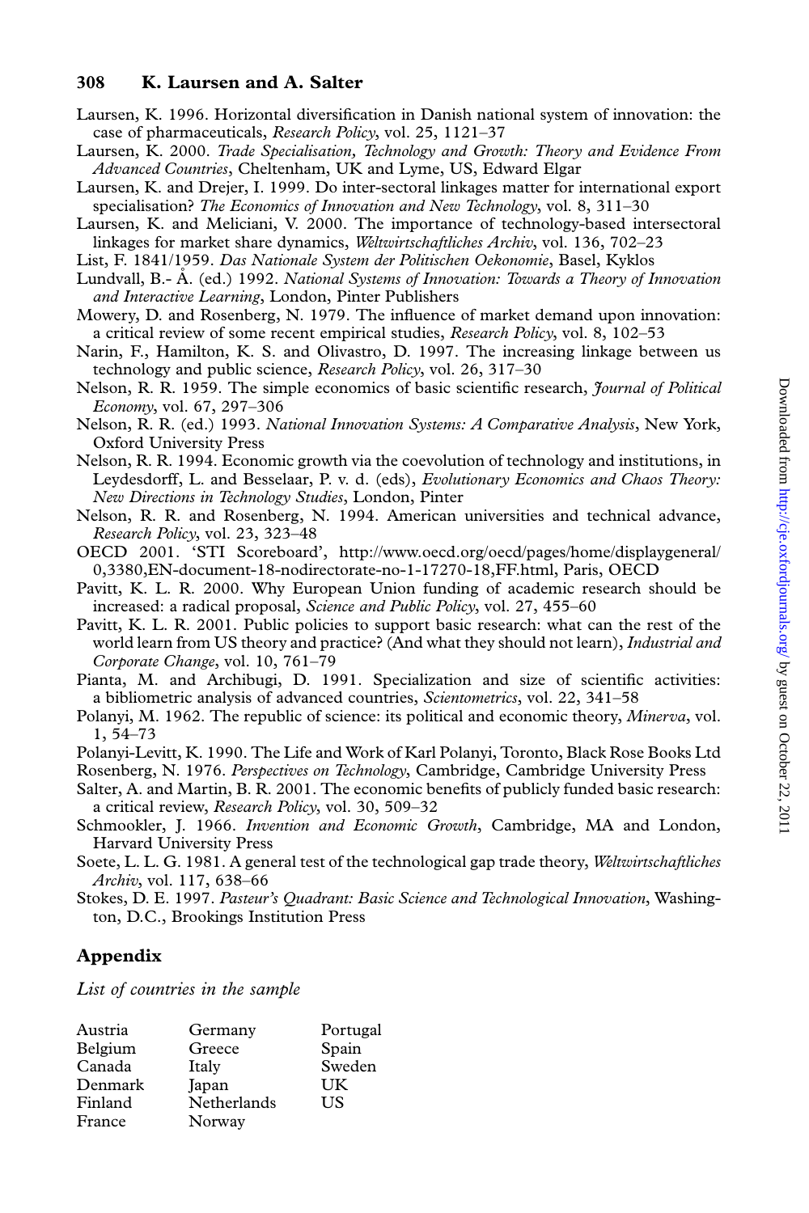Laursen, K. 1996. Horizontal diversification in Danish national system of innovation: the case of pharmaceuticals, *Research Policy*, vol. 25, 1121–37

Laursen, K. 2000. *Trade Specialisation, Technology and Growth: Theory and Evidence From Advanced Countries*, Cheltenham, UK and Lyme, US, Edward Elgar

Laursen, K. and Drejer, I. 1999. Do inter-sectoral linkages matter for international export specialisation? *The Economics of Innovation and New Technology*, vol. 8, 311–30

Laursen, K. and Meliciani, V. 2000. The importance of technology-based intersectoral linkages for market share dynamics, *Weltwirtschaftliches Archiv*, vol. 136, 702–23

List, F. 1841/1959. *Das Nationale System der Politischen Oekonomie*, Basel, Kyklos

Lundvall, B.- Å. (ed.) 1992. *National Systems of Innovation: Towards a Theory of Innovation and Interactive Learning*, London, Pinter Publishers

Mowery, D. and Rosenberg, N. 1979. The influence of market demand upon innovation: a critical review of some recent empirical studies, *Research Policy*, vol. 8, 102–53

Narin, F., Hamilton, K. S. and Olivastro, D. 1997. The increasing linkage between us technology and public science, *Research Policy*, vol. 26, 317–30

Nelson, R. R. 1959. The simple economics of basic scientific research, *Journal of Political Economy*, vol. 67, 297–306

Nelson, R. R. (ed.) 1993. *National Innovation Systems: A Comparative Analysis*, New York, Oxford University Press

Nelson, R. R. 1994. Economic growth via the coevolution of technology and institutions, in Leydesdorff, L. and Besselaar, P. v. d. (eds), *Evolutionary Economics and Chaos Theory: New Directions in Technology Studies*, London, Pinter

Nelson, R. R. and Rosenberg, N. 1994. American universities and technical advance, *Research Policy*, vol. 23, 323–48

OECD 2001. 'STI Scoreboard', http://www.oecd.org/oecd/pages/home/displaygeneral/0,3380,EN-document-18-nodirectorate-no-1-17270-18,FF.html, Paris, OECD

Pavitt, K. L. R. 2000. Why European Union funding of academic research should be increased: a radical proposal, *Science and Public Policy*, vol. 27, 455–60

Pavitt, K. L. R. 2001. Public policies to support basic research: what can the rest of the world learn from US theory and practice? (And what they should not learn), *Industrial and Corporate Change*, vol. 10, 761–79

Pianta, M. and Archibugi, D. 1991. Specialization and size of scientific activities: a bibliometric analysis of advanced countries, *Scientometrics*, vol. 22, 341–58

Polanyi, M. 1962. The republic of science: its political and economic theory, *Minerva*, vol. 1, 54–73

Polanyi-Levitt, K. 1990. The Life and Work of Karl Polanyi, Toronto, Black Rose Books Ltd

Rosenberg, N. 1976. *Perspectives on Technology*, Cambridge, Cambridge University Press

Salter, A. and Martin, B. R. 2001. The economic benefits of publicly funded basic research: a critical review, *Research Policy*, vol. 30, 509–32

Schmookler, J. 1966. *Invention and Economic Growth*, Cambridge, MA and London, Harvard University Press

Soete, L. L. G. 1981. A general test of the technological gap trade theory, *Weltwirtschaftliches Archiv*, vol. 117, 638–66

Stokes, D. E. 1997. *Pasteur's Quadrant: Basic Science and Technological Innovation*, Washington, D.C., Brookings Institution Press

## Appendix

*List of countries in the sample*

| | | |
|---|---|---|
| Austria | Germany | Portugal |
| Belgium | Greece | Spain |
| Canada | Italy | Sweden |
| Denmark | Japan | UK |
| Finland | Netherlands | US |
| France | Norway | |